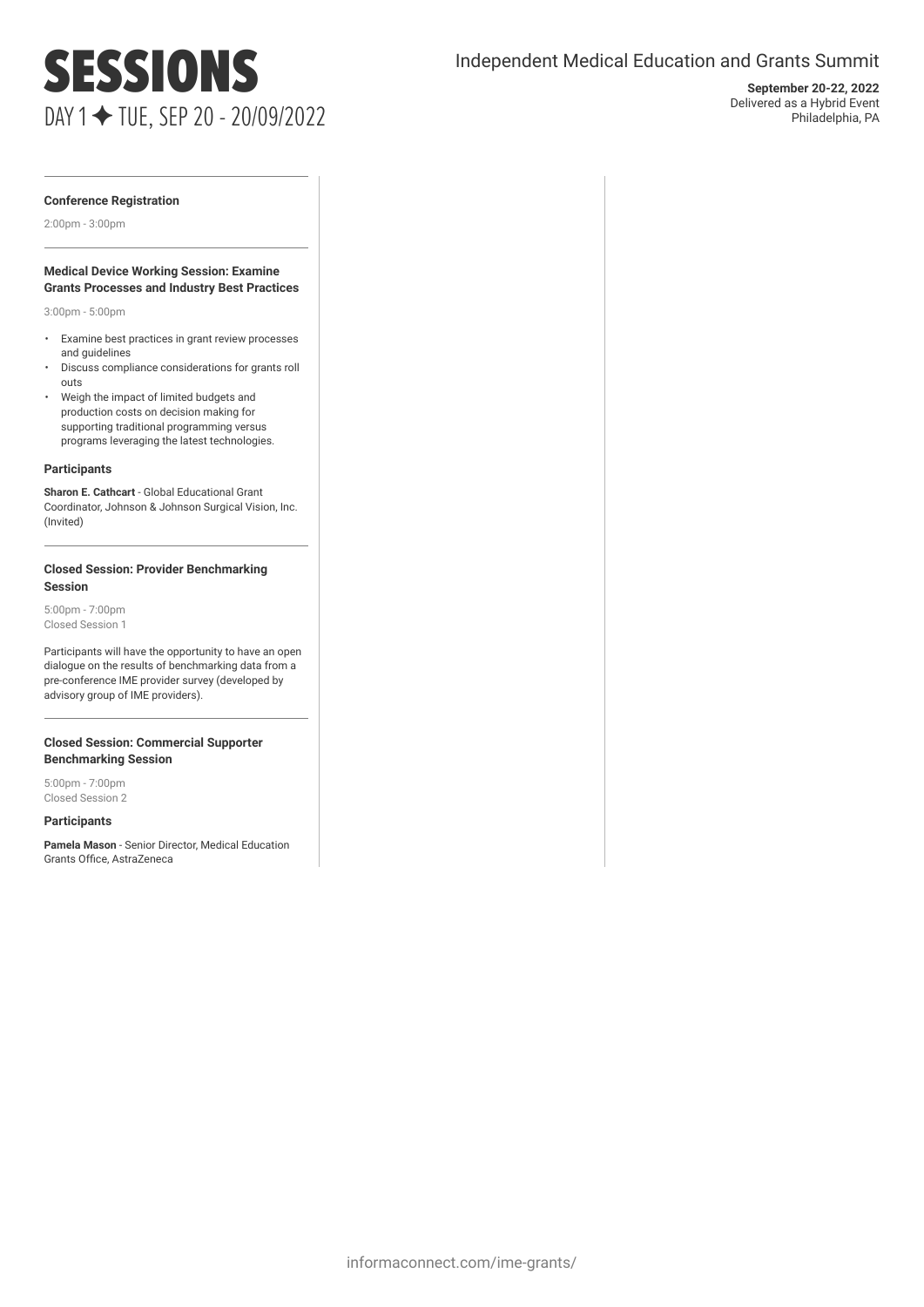# SESSIONS

DAY 1 ✦ TUE, SEP 20 - 20/09/2022

Independent Medical Education and Grants Summit

**September 20-22, 2022**
Delivered as a Hybrid Event
Philadelphia, PA

---

### Conference Registration

2:00pm - 3:00pm

---

### Medical Device Working Session: Examine Grants Processes and Industry Best Practices

3:00pm - 5:00pm

- Examine best practices in grant review processes and guidelines
- Discuss compliance considerations for grants roll outs
- Weigh the impact of limited budgets and production costs on decision making for supporting traditional programming versus programs leveraging the latest technologies.

**Participants**

**Sharon E. Cathcart** - Global Educational Grant Coordinator, Johnson & Johnson Surgical Vision, Inc. (Invited)

---

### Closed Session: Provider Benchmarking Session

5:00pm - 7:00pm
Closed Session 1

Participants will have the opportunity to have an open dialogue on the results of benchmarking data from a pre-conference IME provider survey (developed by advisory group of IME providers).

---

### Closed Session: Commercial Supporter Benchmarking Session

5:00pm - 7:00pm
Closed Session 2

**Participants**

**Pamela Mason** - Senior Director, Medical Education Grants Office, AstraZeneca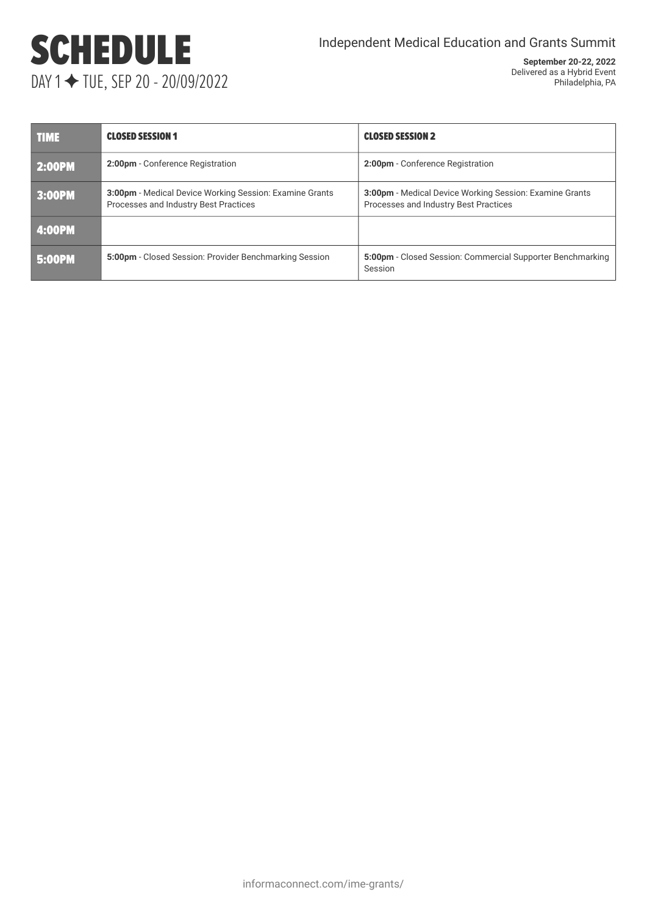# SCHEDULE

DAY 1 ✦ TUE, SEP 20 - 20/09/2022

Independent Medical Education and Grants Summit

**September 20-22, 2022**
Delivered as a Hybrid Event
Philadelphia, PA

| TIME | CLOSED SESSION 1 | CLOSED SESSION 2 |
|---|---|---|
| 2:00PM | **2:00pm** - Conference Registration | **2:00pm** - Conference Registration |
| 3:00PM | **3:00pm** - Medical Device Working Session: Examine Grants Processes and Industry Best Practices | **3:00pm** - Medical Device Working Session: Examine Grants Processes and Industry Best Practices |
| 4:00PM | | |
| 5:00PM | **5:00pm** - Closed Session: Provider Benchmarking Session | **5:00pm** - Closed Session: Commercial Supporter Benchmarking Session |

informaconnect.com/ime-grants/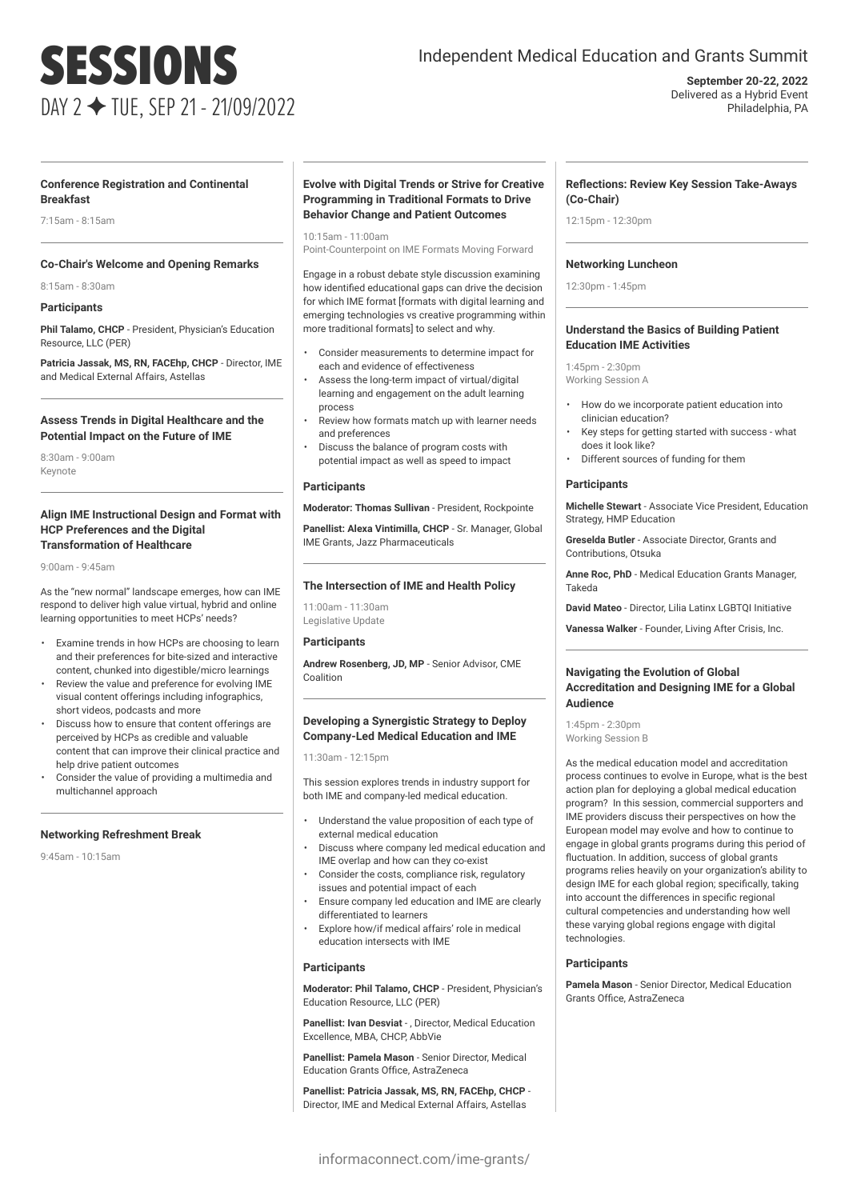# SESSIONS

DAY 2 ✦ TUE, SEP 21 - 21/09/2022

Independent Medical Education and Grants Summit

**September 20-22, 2022**
Delivered as a Hybrid Event
Philadelphia, PA

---

### Conference Registration and Continental Breakfast

7:15am - 8:15am

---

### Co-Chair's Welcome and Opening Remarks

8:15am - 8:30am

**Participants**

**Phil Talamo, CHCP** - President, Physician's Education Resource, LLC (PER)

**Patricia Jassak, MS, RN, FACEhp, CHCP** - Director, IME and Medical External Affairs, Astellas

---

### Assess Trends in Digital Healthcare and the Potential Impact on the Future of IME

8:30am - 9:00am
Keynote

---

### Align IME Instructional Design and Format with HCP Preferences and the Digital Transformation of Healthcare

9:00am - 9:45am

As the "new normal" landscape emerges, how can IME respond to deliver high value virtual, hybrid and online learning opportunities to meet HCPs' needs?

- Examine trends in how HCPs are choosing to learn and their preferences for bite-sized and interactive content, chunked into digestible/micro learnings
- Review the value and preference for evolving IME visual content offerings including infographics, short videos, podcasts and more
- Discuss how to ensure that content offerings are perceived by HCPs as credible and valuable content that can improve their clinical practice and help drive patient outcomes
- Consider the value of providing a multimedia and multichannel approach

---

### Networking Refreshment Break

9:45am - 10:15am

---

### Evolve with Digital Trends or Strive for Creative Programming in Traditional Formats to Drive Behavior Change and Patient Outcomes

10:15am - 11:00am
Point-Counterpoint on IME Formats Moving Forward

Engage in a robust debate style discussion examining how identified educational gaps can drive the decision for which IME format [formats with digital learning and emerging technologies vs creative programming within more traditional formats] to select and why.

- Consider measurements to determine impact for each and evidence of effectiveness
- Assess the long-term impact of virtual/digital learning and engagement on the adult learning process
- Review how formats match up with learner needs and preferences
- Discuss the balance of program costs with potential impact as well as speed to impact

**Participants**

**Moderator: Thomas Sullivan** - President, Rockpointe

**Panellist: Alexa Vintimilla, CHCP** - Sr. Manager, Global IME Grants, Jazz Pharmaceuticals

---

### The Intersection of IME and Health Policy

11:00am - 11:30am
Legislative Update

**Participants**

**Andrew Rosenberg, JD, MP** - Senior Advisor, CME Coalition

---

### Developing a Synergistic Strategy to Deploy Company-Led Medical Education and IME

11:30am - 12:15pm

This session explores trends in industry support for both IME and company-led medical education.

- Understand the value proposition of each type of external medical education
- Discuss where company led medical education and IME overlap and how can they co-exist
- Consider the costs, compliance risk, regulatory issues and potential impact of each
- Ensure company led education and IME are clearly differentiated to learners
- Explore how/if medical affairs' role in medical education intersects with IME

**Participants**

**Moderator: Phil Talamo, CHCP** - President, Physician's Education Resource, LLC (PER)

**Panellist: Ivan Desviat** - , Director, Medical Education Excellence, MBA, CHCP, AbbVie

**Panellist: Pamela Mason** - Senior Director, Medical Education Grants Office, AstraZeneca

**Panellist: Patricia Jassak, MS, RN, FACEhp, CHCP** - Director, IME and Medical External Affairs, Astellas

---

### Reflections: Review Key Session Take-Aways (Co-Chair)

12:15pm - 12:30pm

---

### Networking Luncheon

12:30pm - 1:45pm

---

### Understand the Basics of Building Patient Education IME Activities

1:45pm - 2:30pm
Working Session A

- How do we incorporate patient education into clinician education?
- Key steps for getting started with success - what does it look like?
- Different sources of funding for them

**Participants**

**Michelle Stewart** - Associate Vice President, Education Strategy, HMP Education

**Greselda Butler** - Associate Director, Grants and Contributions, Otsuka

**Anne Roc, PhD** - Medical Education Grants Manager, Takeda

**David Mateo** - Director, Lilia Latinx LGBTQI Initiative

**Vanessa Walker** - Founder, Living After Crisis, Inc.

---

### Navigating the Evolution of Global Accreditation and Designing IME for a Global Audience

1:45pm - 2:30pm
Working Session B

As the medical education model and accreditation process continues to evolve in Europe, what is the best action plan for deploying a global medical education program? In this session, commercial supporters and IME providers discuss their perspectives on how the European model may evolve and how to continue to engage in global grants programs during this period of fluctuation. In addition, success of global grants programs relies heavily on your organization's ability to design IME for each global region; specifically, taking into account the differences in specific regional cultural competencies and understanding how well these varying global regions engage with digital technologies.

**Participants**

**Pamela Mason** - Senior Director, Medical Education Grants Office, AstraZeneca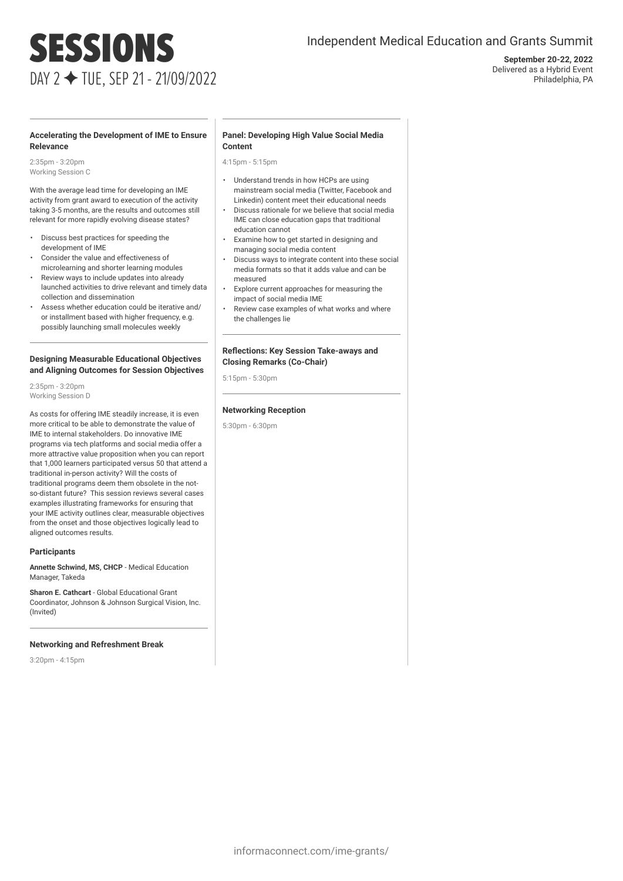# SESSIONS

DAY 2 ✦ TUE, SEP 21 - 21/09/2022

Independent Medical Education and Grants Summit

**September 20-22, 2022**
Delivered as a Hybrid Event
Philadelphia, PA

### Accelerating the Development of IME to Ensure Relevance

2:35pm - 3:20pm
Working Session C

With the average lead time for developing an IME activity from grant award to execution of the activity taking 3-5 months, are the results and outcomes still relevant for more rapidly evolving disease states?

- Discuss best practices for speeding the development of IME
- Consider the value and effectiveness of microlearning and shorter learning modules
- Review ways to include updates into already launched activities to drive relevant and timely data collection and dissemination
- Assess whether education could be iterative and/ or installment based with higher frequency, e.g. possibly launching small molecules weekly

### Designing Measurable Educational Objectives and Aligning Outcomes for Session Objectives

2:35pm - 3:20pm
Working Session D

As costs for offering IME steadily increase, it is even more critical to be able to demonstrate the value of IME to internal stakeholders. Do innovative IME programs via tech platforms and social media offer a more attractive value proposition when you can report that 1,000 learners participated versus 50 that attend a traditional in-person activity? Will the costs of traditional programs deem them obsolete in the not-so-distant future? This session reviews several cases examples illustrating frameworks for ensuring that your IME activity outlines clear, measurable objectives from the onset and those objectives logically lead to aligned outcomes results.

**Participants**

**Annette Schwind, MS, CHCP** - Medical Education Manager, Takeda

**Sharon E. Cathcart** - Global Educational Grant Coordinator, Johnson & Johnson Surgical Vision, Inc. (Invited)

### Networking and Refreshment Break

3:20pm - 4:15pm

### Panel: Developing High Value Social Media Content

4:15pm - 5:15pm

- Understand trends in how HCPs are using mainstream social media (Twitter, Facebook and Linkedin) content meet their educational needs
- Discuss rationale for we believe that social media IME can close education gaps that traditional education cannot
- Examine how to get started in designing and managing social media content
- Discuss ways to integrate content into these social media formats so that it adds value and can be measured
- Explore current approaches for measuring the impact of social media IME
- Review case examples of what works and where the challenges lie

### Reflections: Key Session Take-aways and Closing Remarks (Co-Chair)

5:15pm - 5:30pm

### Networking Reception

5:30pm - 6:30pm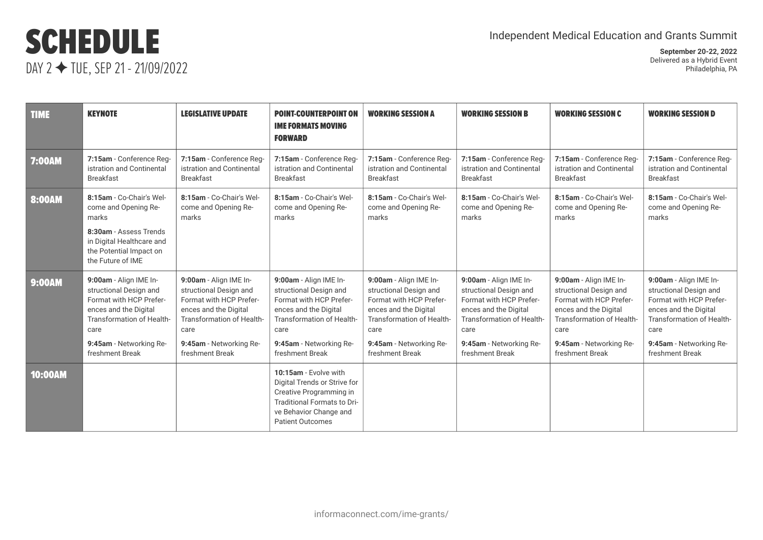# SCHEDULE

DAY 2 ✦ TUE, SEP 21 - 21/09/2022

Independent Medical Education and Grants Summit

**September 20-22, 2022**
Delivered as a Hybrid Event
Philadelphia, PA

| TIME | KEYNOTE | LEGISLATIVE UPDATE | POINT-COUNTERPOINT ON IME FORMATS MOVING FORWARD | WORKING SESSION A | WORKING SESSION B | WORKING SESSION C | WORKING SESSION D |
|---|---|---|---|---|---|---|---|
| 7:00AM | **7:15am** - Conference Registration and Continental Breakfast | **7:15am** - Conference Registration and Continental Breakfast | **7:15am** - Conference Registration and Continental Breakfast | **7:15am** - Conference Registration and Continental Breakfast | **7:15am** - Conference Registration and Continental Breakfast | **7:15am** - Conference Registration and Continental Breakfast | **7:15am** - Conference Registration and Continental Breakfast |
| 8:00AM | **8:15am** - Co-Chair's Welcome and Opening Remarks<br>**8:30am** - Assess Trends in Digital Healthcare and the Potential Impact on the Future of IME | **8:15am** - Co-Chair's Welcome and Opening Remarks | **8:15am** - Co-Chair's Welcome and Opening Remarks | **8:15am** - Co-Chair's Welcome and Opening Remarks | **8:15am** - Co-Chair's Welcome and Opening Remarks | **8:15am** - Co-Chair's Welcome and Opening Remarks | **8:15am** - Co-Chair's Welcome and Opening Remarks |
| 9:00AM | **9:00am** - Align IME Instructional Design and Format with HCP Preferences and the Digital Transformation of Healthcare<br>**9:45am** - Networking Refreshment Break | **9:00am** - Align IME Instructional Design and Format with HCP Preferences and the Digital Transformation of Healthcare<br>**9:45am** - Networking Refreshment Break | **9:00am** - Align IME Instructional Design and Format with HCP Preferences and the Digital Transformation of Healthcare<br>**9:45am** - Networking Refreshment Break | **9:00am** - Align IME Instructional Design and Format with HCP Preferences and the Digital Transformation of Healthcare<br>**9:45am** - Networking Refreshment Break | **9:00am** - Align IME Instructional Design and Format with HCP Preferences and the Digital Transformation of Healthcare<br>**9:45am** - Networking Refreshment Break | **9:00am** - Align IME Instructional Design and Format with HCP Preferences and the Digital Transformation of Healthcare<br>**9:45am** - Networking Refreshment Break | **9:00am** - Align IME Instructional Design and Format with HCP Preferences and the Digital Transformation of Healthcare<br>**9:45am** - Networking Refreshment Break |
| 10:00AM | | | **10:15am** - Evolve with Digital Trends or Strive for Creative Programming in Traditional Formats to Drive Behavior Change and Patient Outcomes | | | | |

informaconnect.com/ime-grants/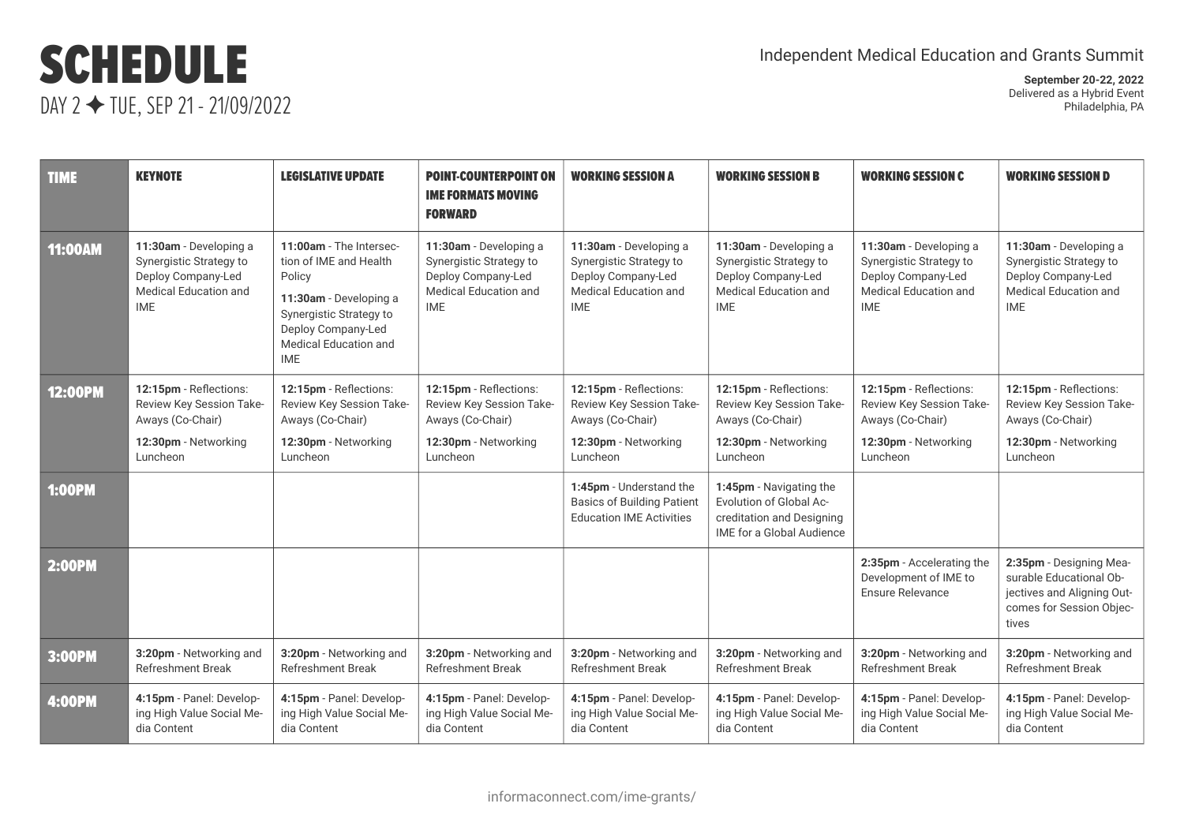# SCHEDULE

DAY 2 ✦ TUE, SEP 21 - 21/09/2022

Independent Medical Education and Grants Summit

**September 20-22, 2022**
Delivered as a Hybrid Event
Philadelphia, PA

| TIME | KEYNOTE | LEGISLATIVE UPDATE | POINT-COUNTERPOINT ON IME FORMATS MOVING FORWARD | WORKING SESSION A | WORKING SESSION B | WORKING SESSION C | WORKING SESSION D |
|---|---|---|---|---|---|---|---|
| **11:00AM** | **11:30am** - Developing a Synergistic Strategy to Deploy Company-Led Medical Education and IME | **11:00am** - The Intersection of IME and Health Policy<br>**11:30am** - Developing a Synergistic Strategy to Deploy Company-Led Medical Education and IME | **11:30am** - Developing a Synergistic Strategy to Deploy Company-Led Medical Education and IME | **11:30am** - Developing a Synergistic Strategy to Deploy Company-Led Medical Education and IME | **11:30am** - Developing a Synergistic Strategy to Deploy Company-Led Medical Education and IME | **11:30am** - Developing a Synergistic Strategy to Deploy Company-Led Medical Education and IME | **11:30am** - Developing a Synergistic Strategy to Deploy Company-Led Medical Education and IME |
| **12:00PM** | **12:15pm** - Reflections: Review Key Session Take-Aways (Co-Chair)<br>**12:30pm** - Networking Luncheon | **12:15pm** - Reflections: Review Key Session Take-Aways (Co-Chair)<br>**12:30pm** - Networking Luncheon | **12:15pm** - Reflections: Review Key Session Take-Aways (Co-Chair)<br>**12:30pm** - Networking Luncheon | **12:15pm** - Reflections: Review Key Session Take-Aways (Co-Chair)<br>**12:30pm** - Networking Luncheon | **12:15pm** - Reflections: Review Key Session Take-Aways (Co-Chair)<br>**12:30pm** - Networking Luncheon | **12:15pm** - Reflections: Review Key Session Take-Aways (Co-Chair)<br>**12:30pm** - Networking Luncheon | **12:15pm** - Reflections: Review Key Session Take-Aways (Co-Chair)<br>**12:30pm** - Networking Luncheon |
| **1:00PM** | | | | **1:45pm** - Understand the Basics of Building Patient Education IME Activities | **1:45pm** - Navigating the Evolution of Global Accreditation and Designing IME for a Global Audience | | |
| **2:00PM** | | | | | | **2:35pm** - Accelerating the Development of IME to Ensure Relevance | **2:35pm** - Designing Measurable Educational Objectives and Aligning Outcomes for Session Objectives |
| **3:00PM** | **3:20pm** - Networking and Refreshment Break | **3:20pm** - Networking and Refreshment Break | **3:20pm** - Networking and Refreshment Break | **3:20pm** - Networking and Refreshment Break | **3:20pm** - Networking and Refreshment Break | **3:20pm** - Networking and Refreshment Break | **3:20pm** - Networking and Refreshment Break |
| **4:00PM** | **4:15pm** - Panel: Developing High Value Social Media Content | **4:15pm** - Panel: Developing High Value Social Media Content | **4:15pm** - Panel: Developing High Value Social Media Content | **4:15pm** - Panel: Developing High Value Social Media Content | **4:15pm** - Panel: Developing High Value Social Media Content | **4:15pm** - Panel: Developing High Value Social Media Content | **4:15pm** - Panel: Developing High Value Social Media Content |

informaconnect.com/ime-grants/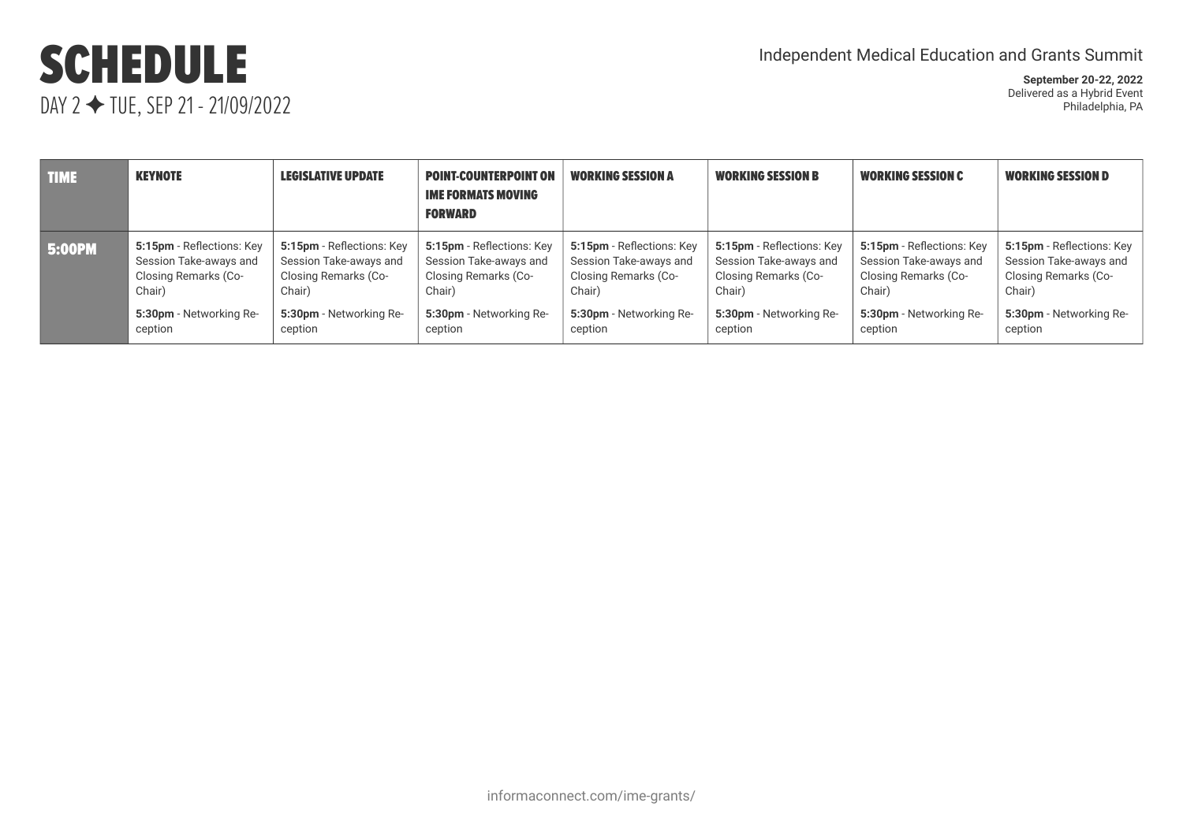# SCHEDULE

DAY 2 ✦ TUE, SEP 21 - 21/09/2022

Independent Medical Education and Grants Summit

**September 20-22, 2022**
Delivered as a Hybrid Event
Philadelphia, PA

| TIME | KEYNOTE | LEGISLATIVE UPDATE | POINT-COUNTERPOINT ON IME FORMATS MOVING FORWARD | WORKING SESSION A | WORKING SESSION B | WORKING SESSION C | WORKING SESSION D |
|---|---|---|---|---|---|---|---|
| 5:00PM | **5:15pm** - Reflections: Key Session Take-aways and Closing Remarks (Co-Chair)<br>**5:30pm** - Networking Reception | **5:15pm** - Reflections: Key Session Take-aways and Closing Remarks (Co-Chair)<br>**5:30pm** - Networking Reception | **5:15pm** - Reflections: Key Session Take-aways and Closing Remarks (Co-Chair)<br>**5:30pm** - Networking Reception | **5:15pm** - Reflections: Key Session Take-aways and Closing Remarks (Co-Chair)<br>**5:30pm** - Networking Reception | **5:15pm** - Reflections: Key Session Take-aways and Closing Remarks (Co-Chair)<br>**5:30pm** - Networking Reception | **5:15pm** - Reflections: Key Session Take-aways and Closing Remarks (Co-Chair)<br>**5:30pm** - Networking Reception | **5:15pm** - Reflections: Key Session Take-aways and Closing Remarks (Co-Chair)<br>**5:30pm** - Networking Reception |

informaconnect.com/ime-grants/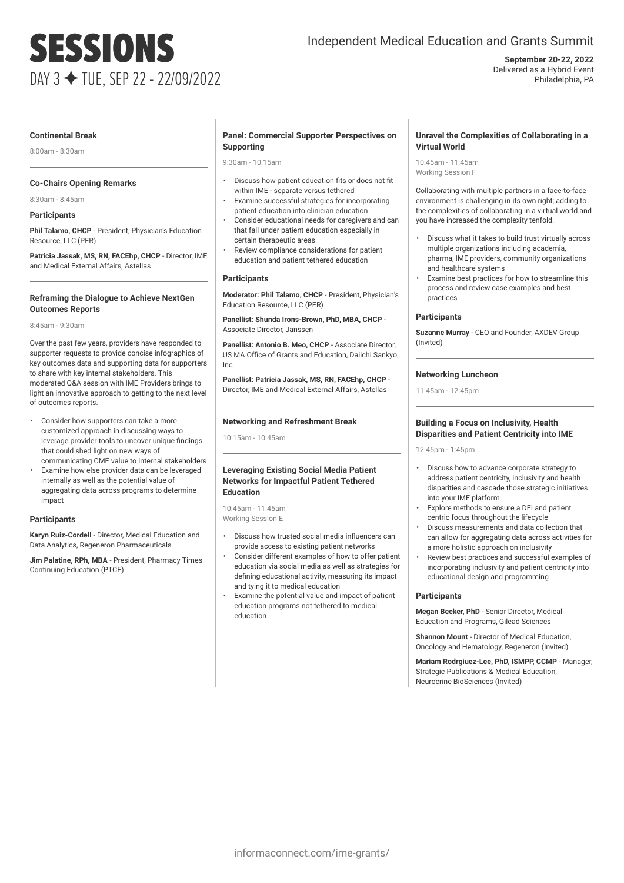# SESSIONS

DAY 3 ✦ TUE, SEP 22 - 22/09/2022

Independent Medical Education and Grants Summit

**September 20-22, 2022**
Delivered as a Hybrid Event
Philadelphia, PA

### Continental Break

8:00am - 8:30am

### Co-Chairs Opening Remarks

8:30am - 8:45am

#### Participants

**Phil Talamo, CHCP** - President, Physician's Education Resource, LLC (PER)

**Patricia Jassak, MS, RN, FACEhp, CHCP** - Director, IME and Medical External Affairs, Astellas

### Reframing the Dialogue to Achieve NextGen Outcomes Reports

8:45am - 9:30am

Over the past few years, providers have responded to supporter requests to provide concise infographics of key outcomes data and supporting data for supporters to share with key internal stakeholders. This moderated Q&A session with IME Providers brings to light an innovative approach to getting to the next level of outcomes reports.

- Consider how supporters can take a more customized approach in discussing ways to leverage provider tools to uncover unique findings that could shed light on new ways of communicating CME value to internal stakeholders
- Examine how else provider data can be leveraged internally as well as the potential value of aggregating data across programs to determine impact

#### Participants

**Karyn Ruiz-Cordell** - Director, Medical Education and Data Analytics, Regeneron Pharmaceuticals

**Jim Palatine, RPh, MBA** - President, Pharmacy Times Continuing Education (PTCE)

### Panel: Commercial Supporter Perspectives on Supporting

9:30am - 10:15am

- Discuss how patient education fits or does not fit within IME - separate versus tethered
- Examine successful strategies for incorporating patient education into clinician education
- Consider educational needs for caregivers and can that fall under patient education especially in certain therapeutic areas
- Review compliance considerations for patient education and patient tethered education

#### Participants

**Moderator: Phil Talamo, CHCP** - President, Physician's Education Resource, LLC (PER)

**Panellist: Shunda Irons-Brown, PhD, MBA, CHCP** - Associate Director, Janssen

**Panellist: Antonio B. Meo, CHCP** - Associate Director, US MA Office of Grants and Education, Daiichi Sankyo, Inc.

**Panellist: Patricia Jassak, MS, RN, FACEhp, CHCP** - Director, IME and Medical External Affairs, Astellas

### Networking and Refreshment Break

10:15am - 10:45am

### Leveraging Existing Social Media Patient Networks for Impactful Patient Tethered Education

10:45am - 11:45am
Working Session E

- Discuss how trusted social media influencers can provide access to existing patient networks
- Consider different examples of how to offer patient education via social media as well as strategies for defining educational activity, measuring its impact and tying it to medical education
- Examine the potential value and impact of patient education programs not tethered to medical education

### Unravel the Complexities of Collaborating in a Virtual World

10:45am - 11:45am
Working Session F

Collaborating with multiple partners in a face-to-face environment is challenging in its own right; adding to the complexities of collaborating in a virtual world and you have increased the complexity tenfold.

- Discuss what it takes to build trust virtually across multiple organizations including academia, pharma, IME providers, community organizations and healthcare systems
- Examine best practices for how to streamline this process and review case examples and best practices

#### Participants

**Suzanne Murray** - CEO and Founder, AXDEV Group (Invited)

### Networking Luncheon

11:45am - 12:45pm

### Building a Focus on Inclusivity, Health Disparities and Patient Centricity into IME

12:45pm - 1:45pm

- Discuss how to advance corporate strategy to address patient centricity, inclusivity and health disparities and cascade those strategic initiatives into your IME platform
- Explore methods to ensure a DEI and patient centric focus throughout the lifecycle
- Discuss measurements and data collection that can allow for aggregating data across activities for a more holistic approach on inclusivity
- Review best practices and successful examples of incorporating inclusivity and patient centricity into educational design and programming

#### Participants

**Megan Becker, PhD** - Senior Director, Medical Education and Programs, Gilead Sciences

**Shannon Mount** - Director of Medical Education, Oncology and Hematology, Regeneron (Invited)

**Mariam Rodrgiuez-Lee, PhD, ISMPP, CCMP** - Manager, Strategic Publications & Medical Education, Neurocrine BioSciences (Invited)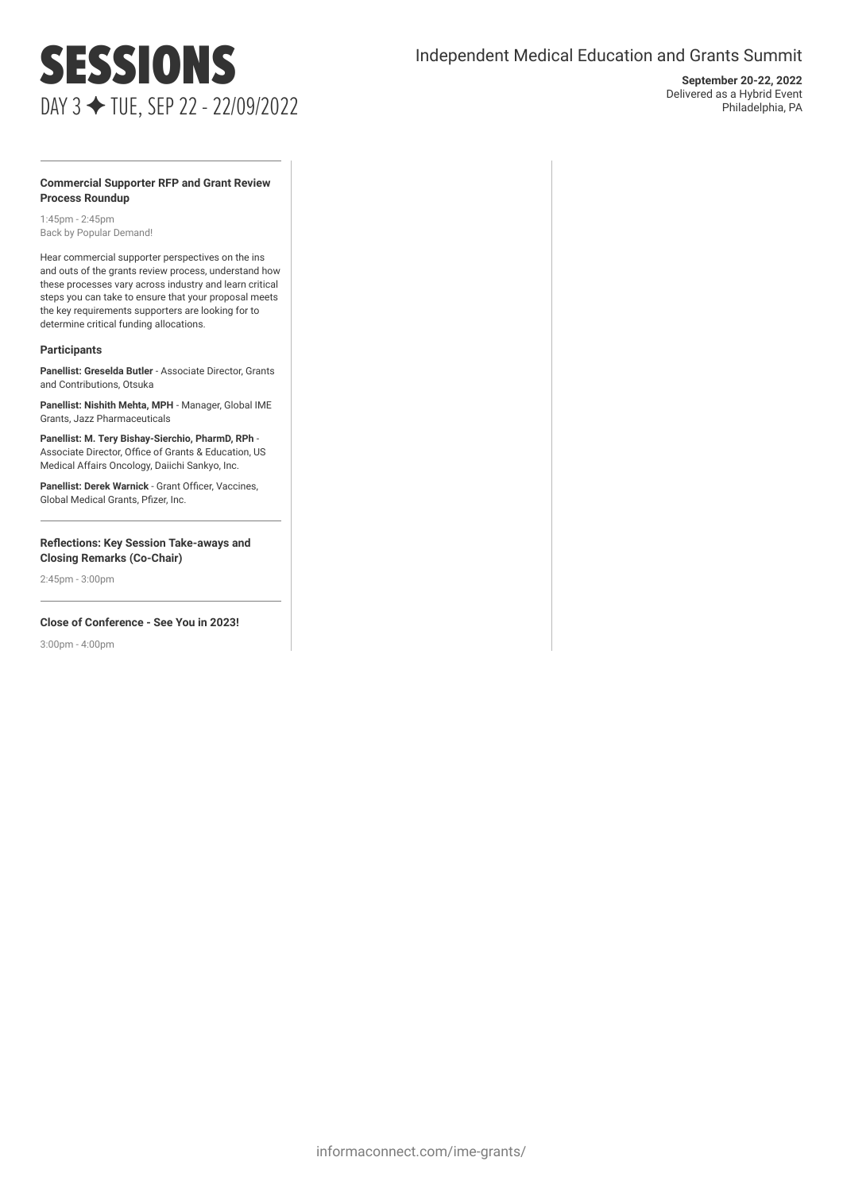# SESSIONS

DAY 3 ✦ TUE, SEP 22 - 22/09/2022

Independent Medical Education and Grants Summit

**September 20-22, 2022**
Delivered as a Hybrid Event
Philadelphia, PA

---

### Commercial Supporter RFP and Grant Review Process Roundup

1:45pm - 2:45pm
Back by Popular Demand!

Hear commercial supporter perspectives on the ins and outs of the grants review process, understand how these processes vary across industry and learn critical steps you can take to ensure that your proposal meets the key requirements supporters are looking for to determine critical funding allocations.

**Participants**

**Panellist: Greselda Butler** - Associate Director, Grants and Contributions, Otsuka

**Panellist: Nishith Mehta, MPH** - Manager, Global IME Grants, Jazz Pharmaceuticals

**Panellist: M. Tery Bishay-Sierchio, PharmD, RPh** - Associate Director, Office of Grants & Education, US Medical Affairs Oncology, Daiichi Sankyo, Inc.

**Panellist: Derek Warnick** - Grant Officer, Vaccines, Global Medical Grants, Pfizer, Inc.

---

### Reflections: Key Session Take-aways and Closing Remarks (Co-Chair)

2:45pm - 3:00pm

---

### Close of Conference - See You in 2023!

3:00pm - 4:00pm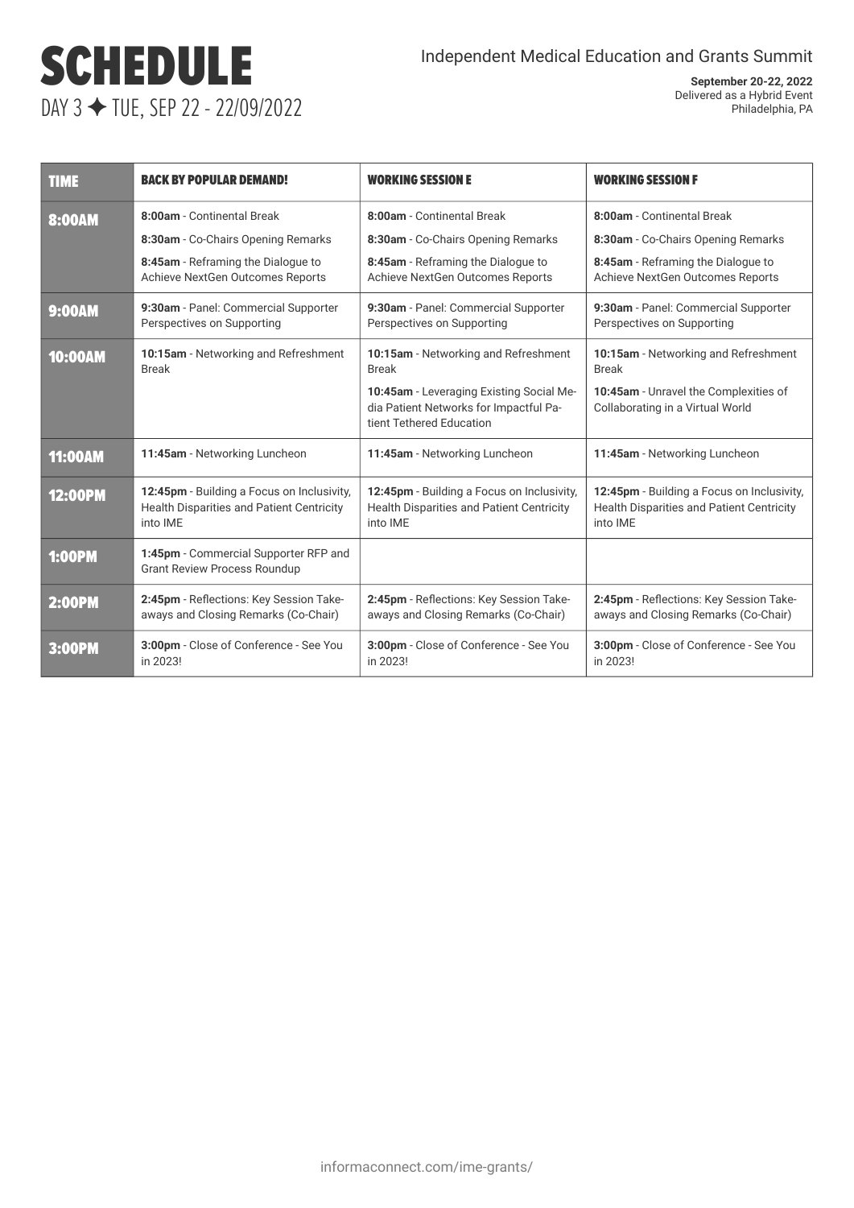# SCHEDULE

DAY 3 ✦ TUE, SEP 22 - 22/09/2022

Independent Medical Education and Grants Summit

**September 20-22, 2022**
Delivered as a Hybrid Event
Philadelphia, PA

| TIME | BACK BY POPULAR DEMAND! | WORKING SESSION E | WORKING SESSION F |
|---|---|---|---|
| 8:00AM | **8:00am** - Continental Break<br>**8:30am** - Co-Chairs Opening Remarks<br>**8:45am** - Reframing the Dialogue to Achieve NextGen Outcomes Reports | **8:00am** - Continental Break<br>**8:30am** - Co-Chairs Opening Remarks<br>**8:45am** - Reframing the Dialogue to Achieve NextGen Outcomes Reports | **8:00am** - Continental Break<br>**8:30am** - Co-Chairs Opening Remarks<br>**8:45am** - Reframing the Dialogue to Achieve NextGen Outcomes Reports |
| 9:00AM | **9:30am** - Panel: Commercial Supporter Perspectives on Supporting | **9:30am** - Panel: Commercial Supporter Perspectives on Supporting | **9:30am** - Panel: Commercial Supporter Perspectives on Supporting |
| 10:00AM | **10:15am** - Networking and Refreshment Break | **10:15am** - Networking and Refreshment Break<br>**10:45am** - Leveraging Existing Social Media Patient Networks for Impactful Patient Tethered Education | **10:15am** - Networking and Refreshment Break<br>**10:45am** - Unravel the Complexities of Collaborating in a Virtual World |
| 11:00AM | **11:45am** - Networking Luncheon | **11:45am** - Networking Luncheon | **11:45am** - Networking Luncheon |
| 12:00PM | **12:45pm** - Building a Focus on Inclusivity, Health Disparities and Patient Centricity into IME | **12:45pm** - Building a Focus on Inclusivity, Health Disparities and Patient Centricity into IME | **12:45pm** - Building a Focus on Inclusivity, Health Disparities and Patient Centricity into IME |
| 1:00PM | **1:45pm** - Commercial Supporter RFP and Grant Review Process Roundup | | |
| 2:00PM | **2:45pm** - Reflections: Key Session Takeaways and Closing Remarks (Co-Chair) | **2:45pm** - Reflections: Key Session Takeaways and Closing Remarks (Co-Chair) | **2:45pm** - Reflections: Key Session Takeaways and Closing Remarks (Co-Chair) |
| 3:00PM | **3:00pm** - Close of Conference - See You in 2023! | **3:00pm** - Close of Conference - See You in 2023! | **3:00pm** - Close of Conference - See You in 2023! |

informaconnect.com/ime-grants/